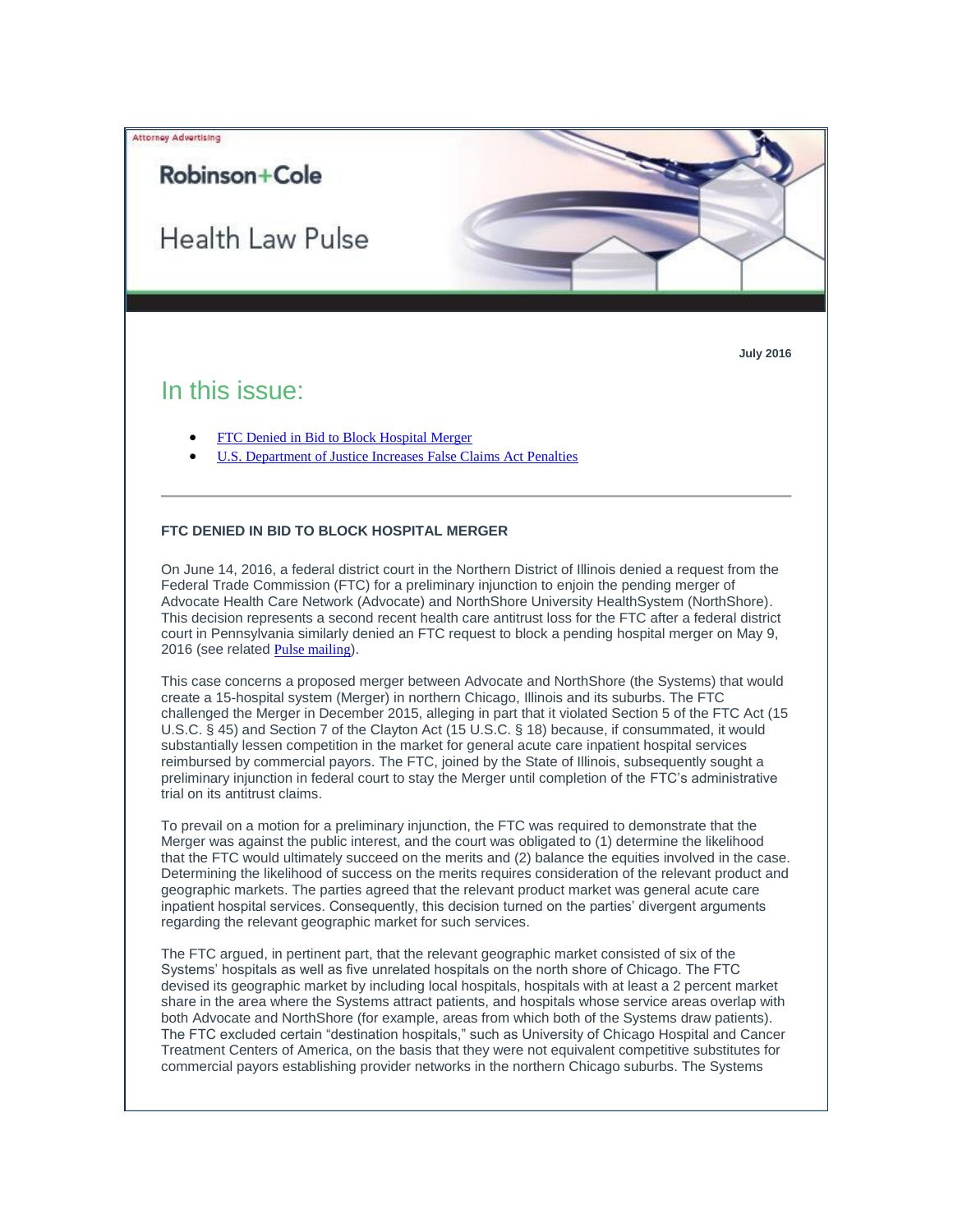Attorney Advertising

Robinson+Cole

# Health Law Pulse

July 2016

## In this issue:

- FTC Denied in Bid to Block Hospital Merger
- U.S. Department of Justice Increases False Claims Act Penalties

---

### FTC DENIED IN BID TO BLOCK HOSPITAL MERGER

On June 14, 2016, a federal district court in the Northern District of Illinois denied a request from the Federal Trade Commission (FTC) for a preliminary injunction to enjoin the pending merger of Advocate Health Care Network (Advocate) and NorthShore University HealthSystem (NorthShore). This decision represents a second recent health care antitrust loss for the FTC after a federal district court in Pennsylvania similarly denied an FTC request to block a pending hospital merger on May 9, 2016 (see related Pulse mailing).

This case concerns a proposed merger between Advocate and NorthShore (the Systems) that would create a 15-hospital system (Merger) in northern Chicago, Illinois and its suburbs. The FTC challenged the Merger in December 2015, alleging in part that it violated Section 5 of the FTC Act (15 U.S.C. § 45) and Section 7 of the Clayton Act (15 U.S.C. § 18) because, if consummated, it would substantially lessen competition in the market for general acute care inpatient hospital services reimbursed by commercial payors. The FTC, joined by the State of Illinois, subsequently sought a preliminary injunction in federal court to stay the Merger until completion of the FTC's administrative trial on its antitrust claims.

To prevail on a motion for a preliminary injunction, the FTC was required to demonstrate that the Merger was against the public interest, and the court was obligated to (1) determine the likelihood that the FTC would ultimately succeed on the merits and (2) balance the equities involved in the case. Determining the likelihood of success on the merits requires consideration of the relevant product and geographic markets. The parties agreed that the relevant product market was general acute care inpatient hospital services. Consequently, this decision turned on the parties' divergent arguments regarding the relevant geographic market for such services.

The FTC argued, in pertinent part, that the relevant geographic market consisted of six of the Systems' hospitals as well as five unrelated hospitals on the north shore of Chicago. The FTC devised its geographic market by including local hospitals, hospitals with at least a 2 percent market share in the area where the Systems attract patients, and hospitals whose service areas overlap with both Advocate and NorthShore (for example, areas from which both of the Systems draw patients). The FTC excluded certain "destination hospitals," such as University of Chicago Hospital and Cancer Treatment Centers of America, on the basis that they were not equivalent competitive substitutes for commercial payors establishing provider networks in the northern Chicago suburbs. The Systems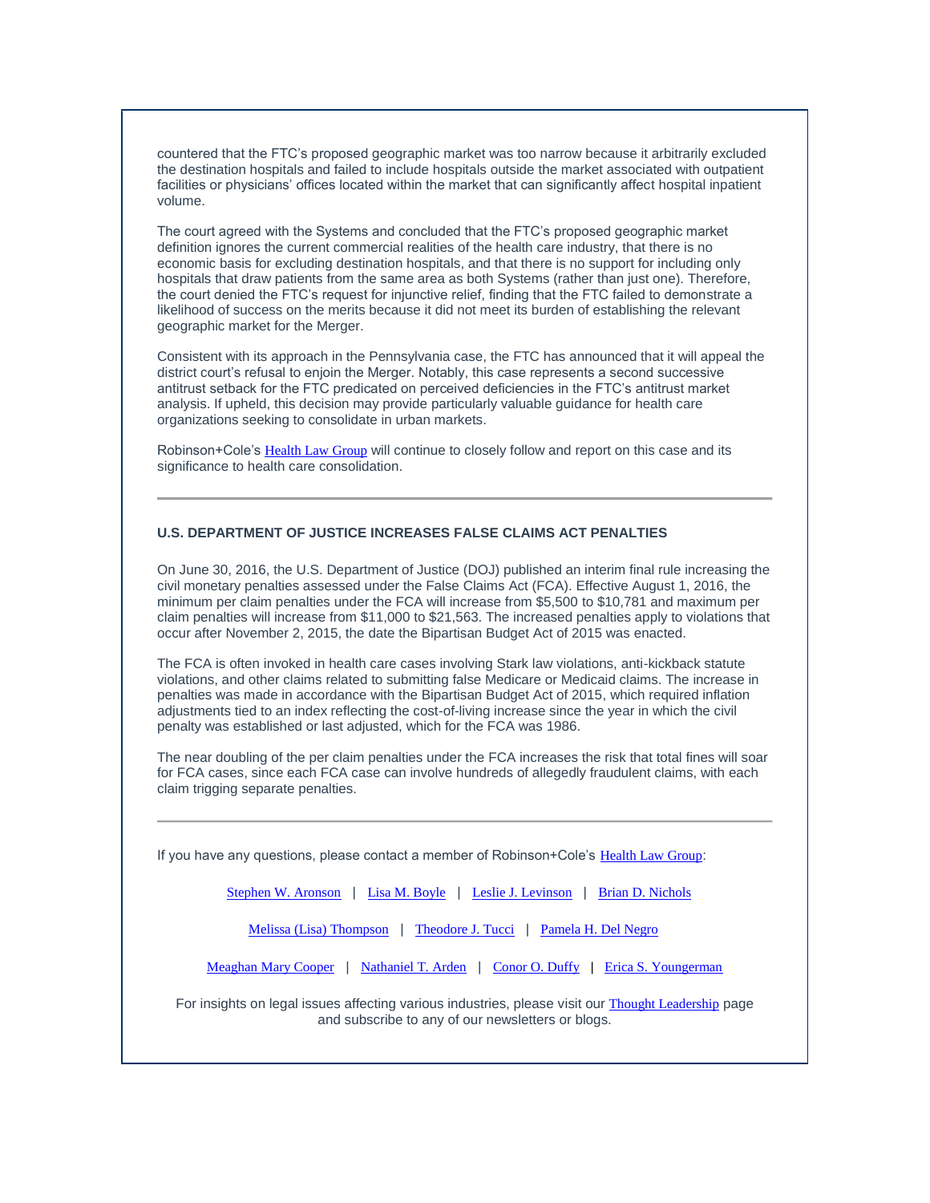countered that the FTC's proposed geographic market was too narrow because it arbitrarily excluded the destination hospitals and failed to include hospitals outside the market associated with outpatient facilities or physicians' offices located within the market that can significantly affect hospital inpatient volume.

The court agreed with the Systems and concluded that the FTC's proposed geographic market definition ignores the current commercial realities of the health care industry, that there is no economic basis for excluding destination hospitals, and that there is no support for including only hospitals that draw patients from the same area as both Systems (rather than just one). Therefore, the court denied the FTC's request for injunctive relief, finding that the FTC failed to demonstrate a likelihood of success on the merits because it did not meet its burden of establishing the relevant geographic market for the Merger.

Consistent with its approach in the Pennsylvania case, the FTC has announced that it will appeal the district court's refusal to enjoin the Merger. Notably, this case represents a second successive antitrust setback for the FTC predicated on perceived deficiencies in the FTC's antitrust market analysis. If upheld, this decision may provide particularly valuable guidance for health care organizations seeking to consolidate in urban markets.

Robinson+Cole's Health Law Group will continue to closely follow and report on this case and its significance to health care consolidation.

---

### U.S. DEPARTMENT OF JUSTICE INCREASES FALSE CLAIMS ACT PENALTIES

On June 30, 2016, the U.S. Department of Justice (DOJ) published an interim final rule increasing the civil monetary penalties assessed under the False Claims Act (FCA). Effective August 1, 2016, the minimum per claim penalties under the FCA will increase from $5,500 to $10,781 and maximum per claim penalties will increase from $11,000 to $21,563. The increased penalties apply to violations that occur after November 2, 2015, the date the Bipartisan Budget Act of 2015 was enacted.

The FCA is often invoked in health care cases involving Stark law violations, anti-kickback statute violations, and other claims related to submitting false Medicare or Medicaid claims. The increase in penalties was made in accordance with the Bipartisan Budget Act of 2015, which required inflation adjustments tied to an index reflecting the cost-of-living increase since the year in which the civil penalty was established or last adjusted, which for the FCA was 1986.

The near doubling of the per claim penalties under the FCA increases the risk that total fines will soar for FCA cases, since each FCA case can involve hundreds of allegedly fraudulent claims, with each claim trigging separate penalties.

---

If you have any questions, please contact a member of Robinson+Cole's Health Law Group:

Stephen W. Aronson | Lisa M. Boyle | Leslie J. Levinson | Brian D. Nichols

Melissa (Lisa) Thompson | Theodore J. Tucci | Pamela H. Del Negro

Meaghan Mary Cooper | Nathaniel T. Arden | Conor O. Duffy | Erica S. Youngerman

For insights on legal issues affecting various industries, please visit our Thought Leadership page and subscribe to any of our newsletters or blogs.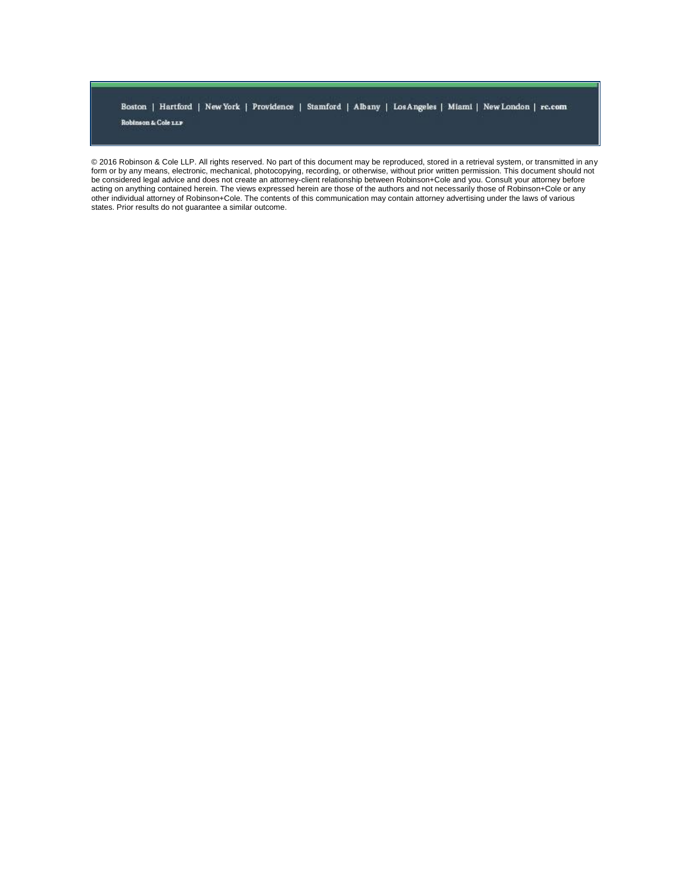Boston | Hartford | New York | Providence | Stamford | Albany | Los Angeles | Miami | New London | rc.com

Robinson & Cole LLP

© 2016 Robinson & Cole LLP. All rights reserved. No part of this document may be reproduced, stored in a retrieval system, or transmitted in any form or by any means, electronic, mechanical, photocopying, recording, or otherwise, without prior written permission. This document should not be considered legal advice and does not create an attorney-client relationship between Robinson+Cole and you. Consult your attorney before acting on anything contained herein. The views expressed herein are those of the authors and not necessarily those of Robinson+Cole or any other individual attorney of Robinson+Cole. The contents of this communication may contain attorney advertising under the laws of various states. Prior results do not guarantee a similar outcome.